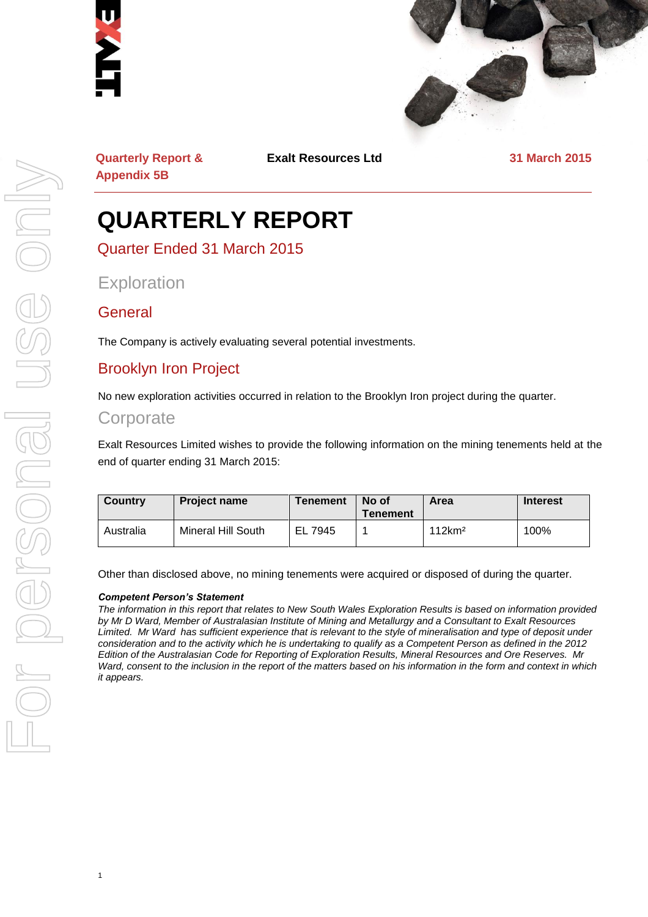**Quarterly Report & Appendix 5B** | **Exalt Resources Ltd** | **31 March 2015**

# QUARTERLY REPORT

## Quarter Ended 31 March 2015

## Exploration

### General

The Company is actively evaluating several potential investments.

### Brooklyn Iron Project

No new exploration activities occurred in relation to the Brooklyn Iron project during the quarter.

## Corporate

Exalt Resources Limited wishes to provide the following information on the mining tenements held at the end of quarter ending 31 March 2015:

| Country | Project name | Tenement | No of Tenement | Area | Interest |
|---|---|---|---|---|---|
| Australia | Mineral Hill South | EL 7945 | 1 | 112km² | 100% |

Other than disclosed above, no mining tenements were acquired or disposed of during the quarter.

***Competent Person's Statement***

*The information in this report that relates to New South Wales Exploration Results is based on information provided by Mr D Ward, Member of Australasian Institute of Mining and Metallurgy and a Consultant to Exalt Resources Limited. Mr Ward has sufficient experience that is relevant to the style of mineralisation and type of deposit under consideration and to the activity which he is undertaking to qualify as a Competent Person as defined in the 2012 Edition of the Australasian Code for Reporting of Exploration Results, Mineral Resources and Ore Reserves. Mr Ward, consent to the inclusion in the report of the matters based on his information in the form and context in which it appears.*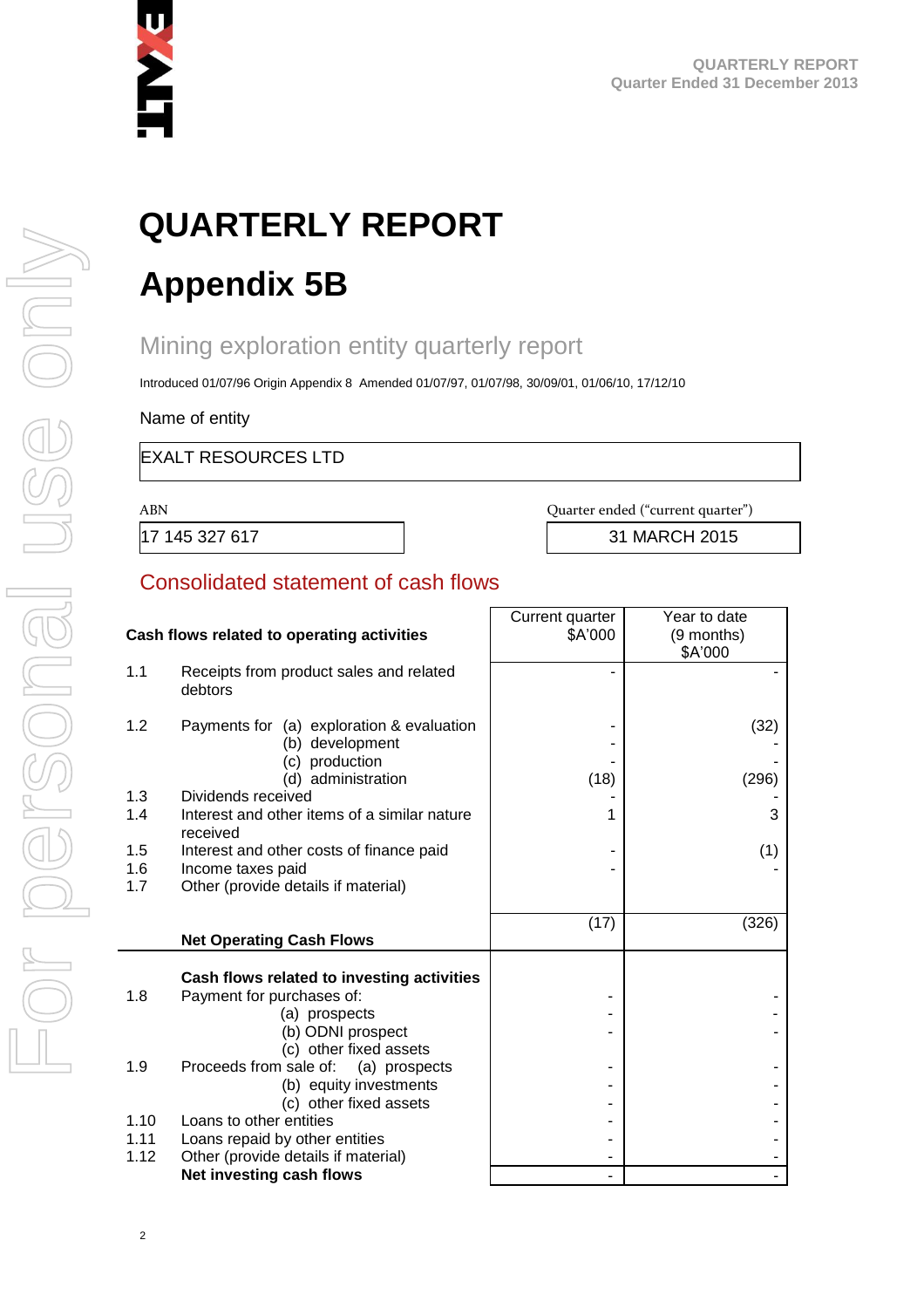# QUARTERLY REPORT

# Appendix 5B

## Mining exploration entity quarterly report

Introduced 01/07/96 Origin Appendix 8 Amended 01/07/97, 01/07/98, 30/09/01, 01/06/10, 17/12/10

Name of entity

EXALT RESOURCES LTD

| ABN | Quarter ended ("current quarter") |
|---|---|
| 17 145 327 617 | 31 MARCH 2015 |

## Consolidated statement of cash flows

| | Cash flows related to operating activities | Current quarter $A'000 | Year to date (9 months) $A'000 |
|---|---|---|---|
| 1.1 | Receipts from product sales and related debtors | - | - |
| 1.2 | Payments for (a) exploration & evaluation | - | (32) |
| | (b) development | - | - |
| | (c) production | - | - |
| | (d) administration | (18) | (296) |
| 1.3 | Dividends received | - | - |
| 1.4 | Interest and other items of a similar nature received | 1 | 3 |
| 1.5 | Interest and other costs of finance paid | - | (1) |
| 1.6 | Income taxes paid | - | - |
| 1.7 | Other (provide details if material) | | |
| | **Net Operating Cash Flows** | (17) | (326) |
| | **Cash flows related to investing activities** | | |
| 1.8 | Payment for purchases of: | - | - |
| | (a) prospects | - | - |
| | (b) ODNI prospect | - | - |
| | (c) other fixed assets | | |
| 1.9 | Proceeds from sale of: (a) prospects | - | - |
| | (b) equity investments | - | - |
| | (c) other fixed assets | - | - |
| 1.10 | Loans to other entities | - | - |
| 1.11 | Loans repaid by other entities | - | - |
| 1.12 | Other (provide details if material) | - | - |
| | **Net investing cash flows** | - | - |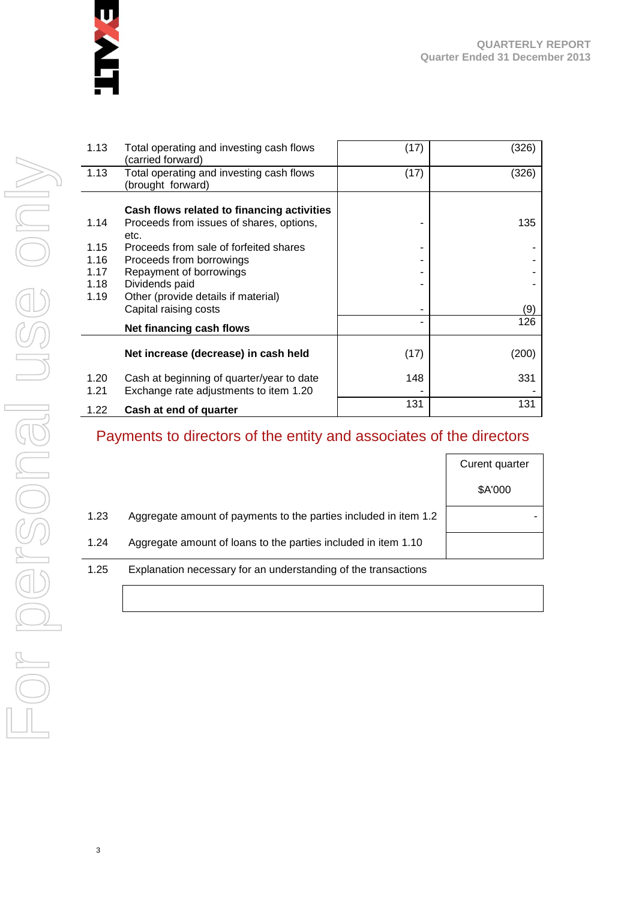| | | | |
|---|---|---|---|
| 1.13 | Total operating and investing cash flows (carried forward) | (17) | (326) |
| 1.13 | Total operating and investing cash flows (brought forward) | (17) | (326) |
| | **Cash flows related to financing activities** | | |
| 1.14 | Proceeds from issues of shares, options, etc. | - | 135 |
| 1.15 | Proceeds from sale of forfeited shares | - | - |
| 1.16 | Proceeds from borrowings | - | - |
| 1.17 | Repayment of borrowings | - | - |
| 1.18 | Dividends paid | - | - |
| 1.19 | Other (provide details if material) Capital raising costs | - | (9) |
| | **Net financing cash flows** | - | 126 |
| | **Net increase (decrease) in cash held** | (17) | (200) |
| 1.20 | Cash at beginning of quarter/year to date | 148 | 331 |
| 1.21 | Exchange rate adjustments to item 1.20 | - | - |
| 1.22 | **Cash at end of quarter** | 131 | 131 |

## Payments to directors of the entity and associates of the directors

| | | Curent quarter $A'000 |
|---|---|---|
| 1.23 | Aggregate amount of payments to the parties included in item 1.2 | - |
| 1.24 | Aggregate amount of loans to the parties included in item 1.10 | |

1.25 Explanation necessary for an understanding of the transactions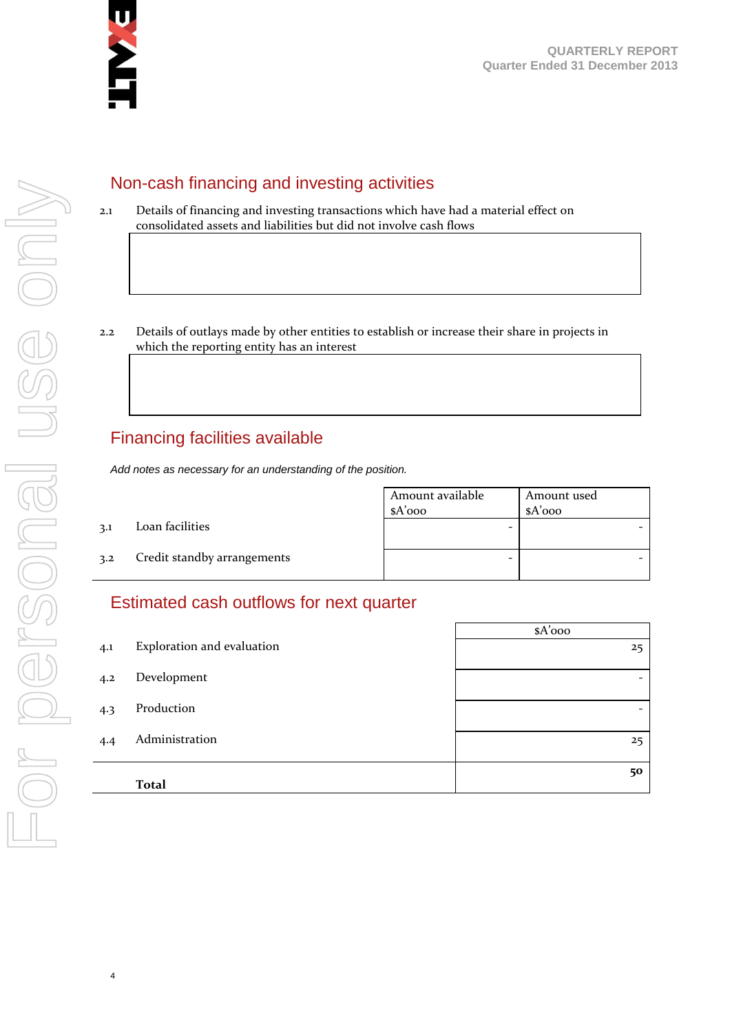## Non-cash financing and investing activities

2.1 Details of financing and investing transactions which have had a material effect on consolidated assets and liabilities but did not involve cash flows

| |
|---|
| |

2.2 Details of outlays made by other entities to establish or increase their share in projects in which the reporting entity has an interest

| |
|---|
| |

## Financing facilities available

*Add notes as necessary for an understanding of the position.*

| | | Amount available $A'000 | Amount used $A'000 |
|---|---|---|---|
| 3.1 | Loan facilities | - | - |
| 3.2 | Credit standby arrangements | - | - |

## Estimated cash outflows for next quarter

| | | $A'000 |
|---|---|---|
| 4.1 | Exploration and evaluation | 25 |
| 4.2 | Development | - |
| 4.3 | Production | - |
| 4.4 | Administration | 25 |
| | **Total** | **50** |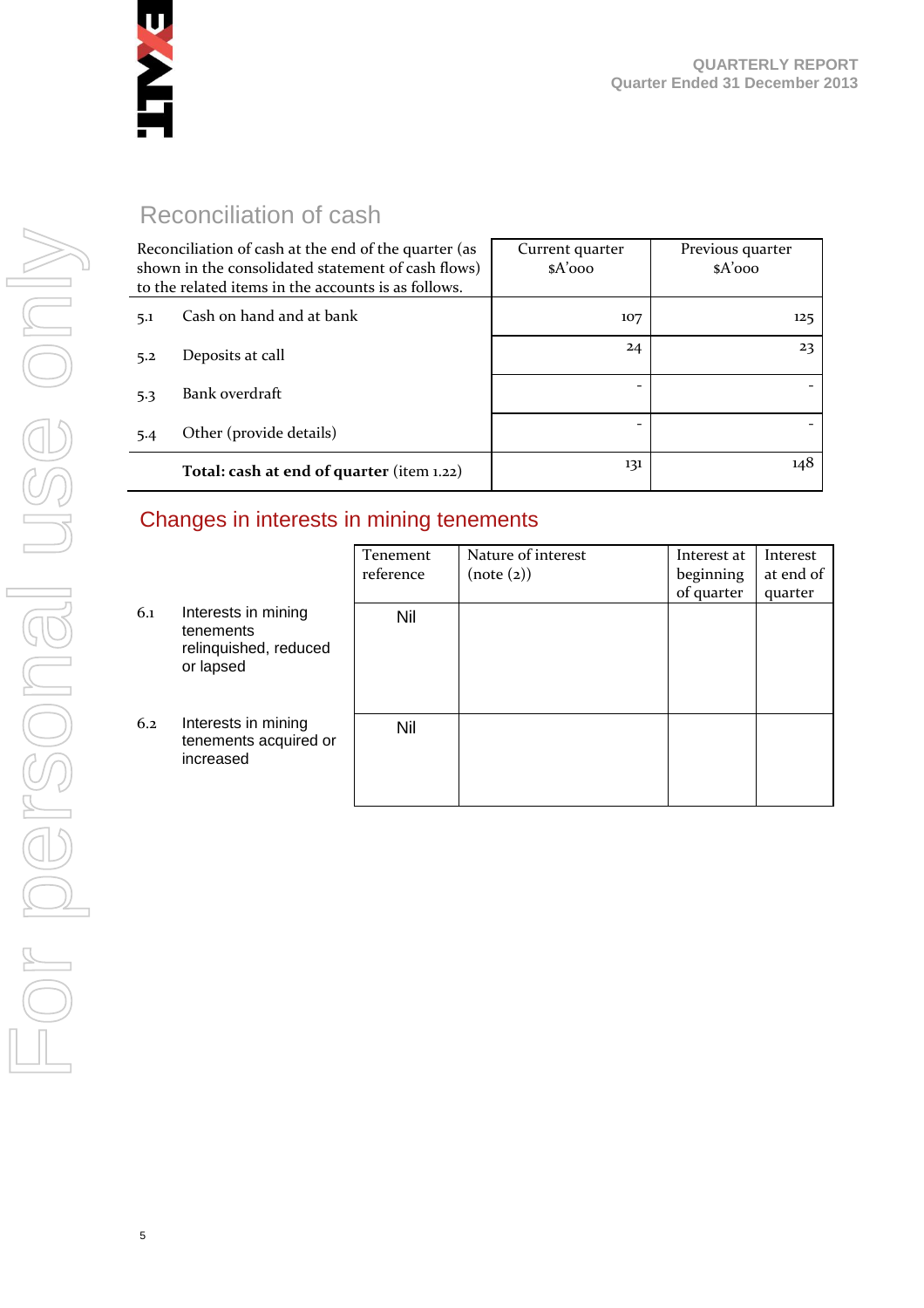## Reconciliation of cash

| Reconciliation of cash at the end of the quarter (as shown in the consolidated statement of cash flows) to the related items in the accounts is as follows. | | Current quarter $A'000 | Previous quarter $A'000 |
|---|---|---|---|
| 5.1 | Cash on hand and at bank | 107 | 125 |
| 5.2 | Deposits at call | 24 | 23 |
| 5.3 | Bank overdraft | - | - |
| 5.4 | Other (provide details) | - | - |
| | **Total: cash at end of quarter** (item 1.22) | 131 | 148 |

## Changes in interests in mining tenements

| | | Tenement reference | Nature of interest (note (2)) | Interest at beginning of quarter | Interest at end of quarter |
|---|---|---|---|---|---|
| 6.1 | Interests in mining tenements relinquished, reduced or lapsed | Nil | | | |
| 6.2 | Interests in mining tenements acquired or increased | Nil | | | |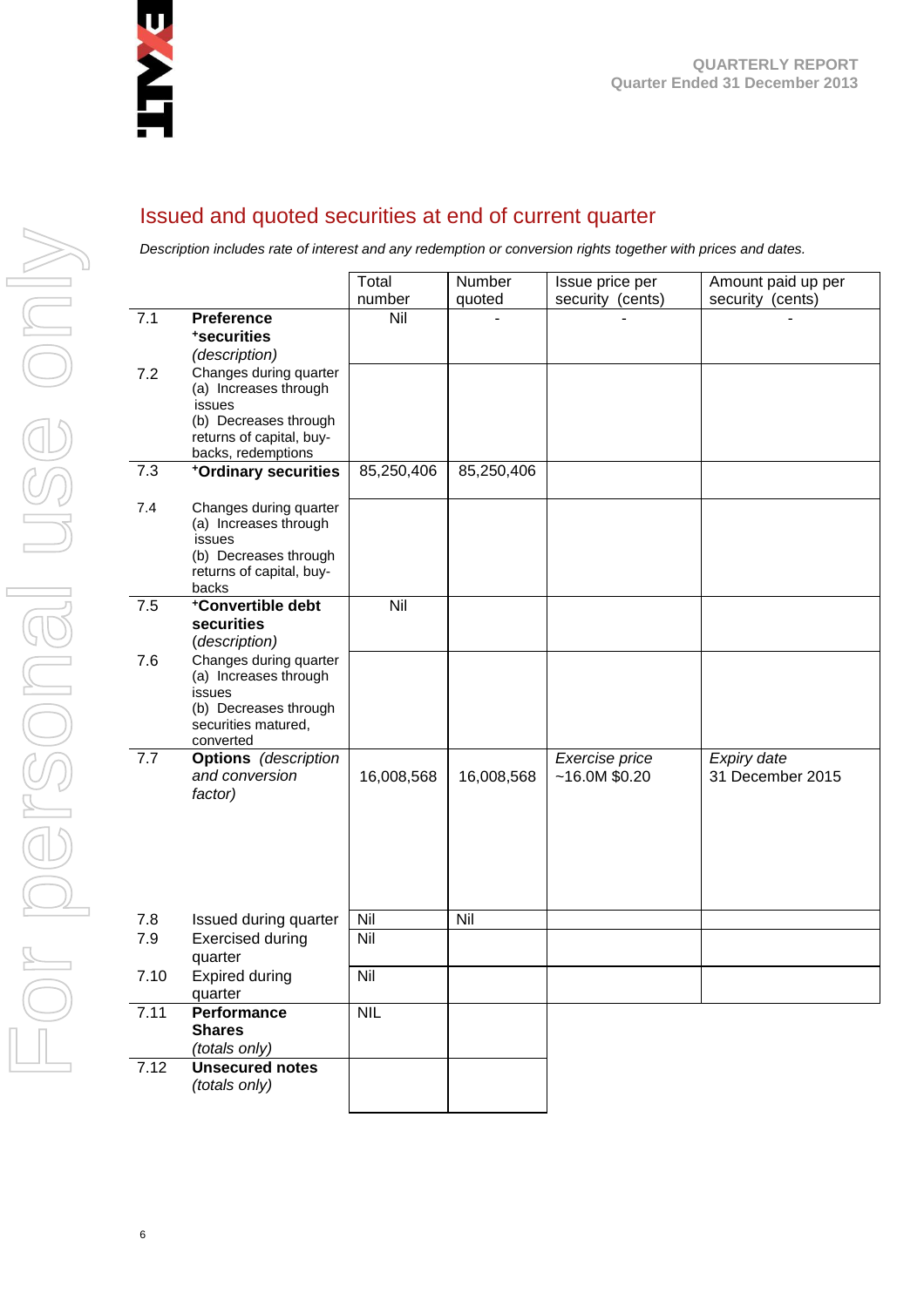## Issued and quoted securities at end of current quarter

*Description includes rate of interest and any redemption or conversion rights together with prices and dates.*

| | | Total number | Number quoted | Issue price per security (cents) | Amount paid up per security (cents) |
|---|---|---|---|---|---|
| 7.1 | **Preference +securities** *(description)* | Nil | - | - | - |
| 7.2 | Changes during quarter (a) Increases through issues (b) Decreases through returns of capital, buy-backs, redemptions | | | | |
| 7.3 | **+Ordinary securities** | 85,250,406 | 85,250,406 | | |
| 7.4 | Changes during quarter (a) Increases through issues (b) Decreases through returns of capital, buy-backs | | | | |
| 7.5 | **+Convertible debt securities** (*description*) | Nil | | | |
| 7.6 | Changes during quarter (a) Increases through issues (b) Decreases through securities matured, converted | | | | |
| 7.7 | **Options** *(description and conversion factor)* | 16,008,568 | 16,008,568 | *Exercise price* ~16.0M $0.20 | *Expiry date* 31 December 2015 |
| 7.8 | Issued during quarter | Nil | Nil | | |
| 7.9 | Exercised during quarter | Nil | | | |
| 7.10 | Expired during quarter | Nil | | | |
| 7.11 | **Performance Shares** *(totals only)* | NIL | | | |
| 7.12 | **Unsecured notes** *(totals only)* | | | | |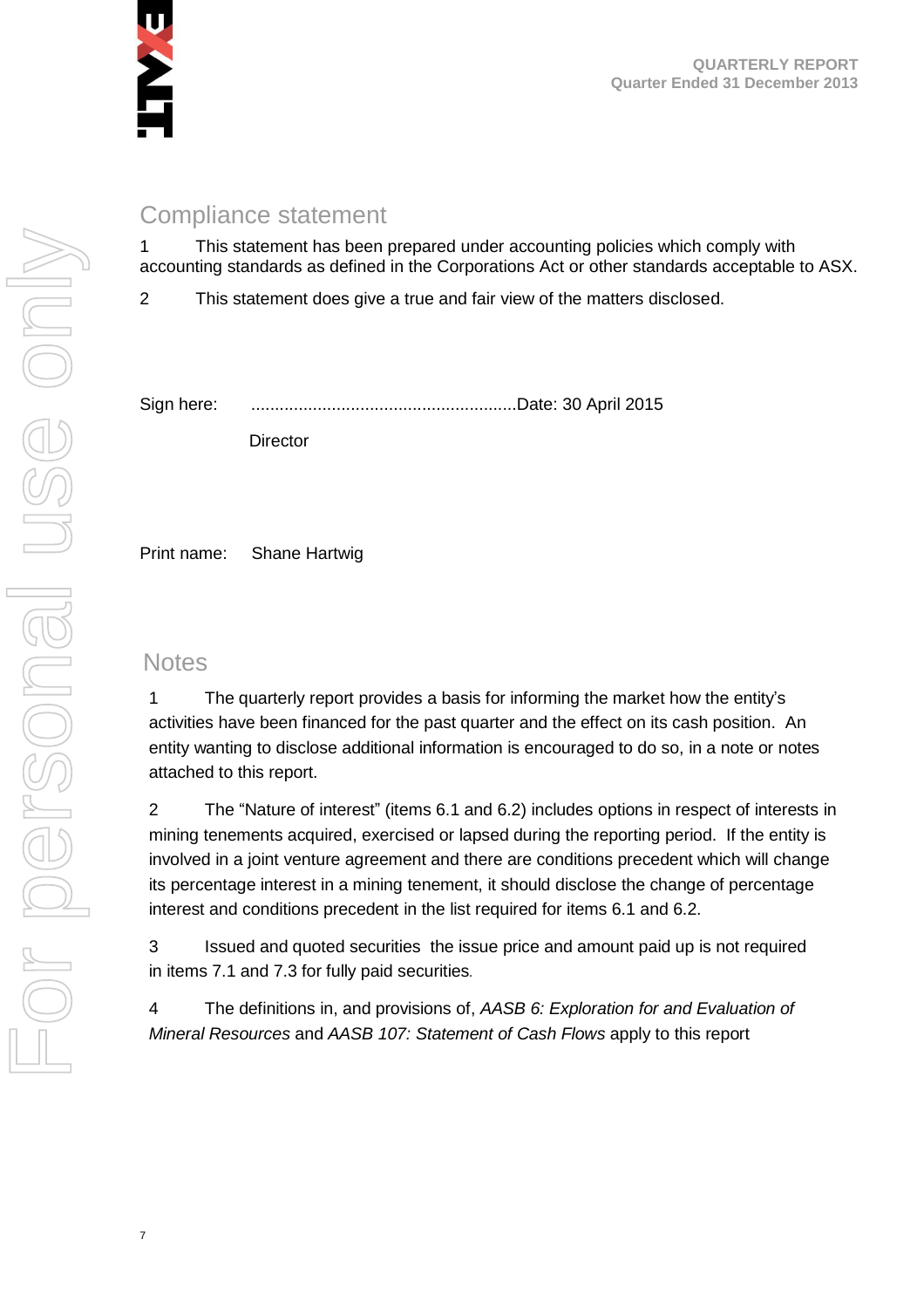## Compliance statement

1 This statement has been prepared under accounting policies which comply with accounting standards as defined in the Corporations Act or other standards acceptable to ASX.

2 This statement does give a true and fair view of the matters disclosed.

Sign here: ........................................................Date: 30 April 2015

Director

Print name: Shane Hartwig

## Notes

1 The quarterly report provides a basis for informing the market how the entity's activities have been financed for the past quarter and the effect on its cash position. An entity wanting to disclose additional information is encouraged to do so, in a note or notes attached to this report.

2 The "Nature of interest" (items 6.1 and 6.2) includes options in respect of interests in mining tenements acquired, exercised or lapsed during the reporting period. If the entity is involved in a joint venture agreement and there are conditions precedent which will change its percentage interest in a mining tenement, it should disclose the change of percentage interest and conditions precedent in the list required for items 6.1 and 6.2.

3 Issued and quoted securities the issue price and amount paid up is not required in items 7.1 and 7.3 for fully paid securities.

4 The definitions in, and provisions of, *AASB 6: Exploration for and Evaluation of Mineral Resources* and *AASB 107: Statement of Cash Flows* apply to this report